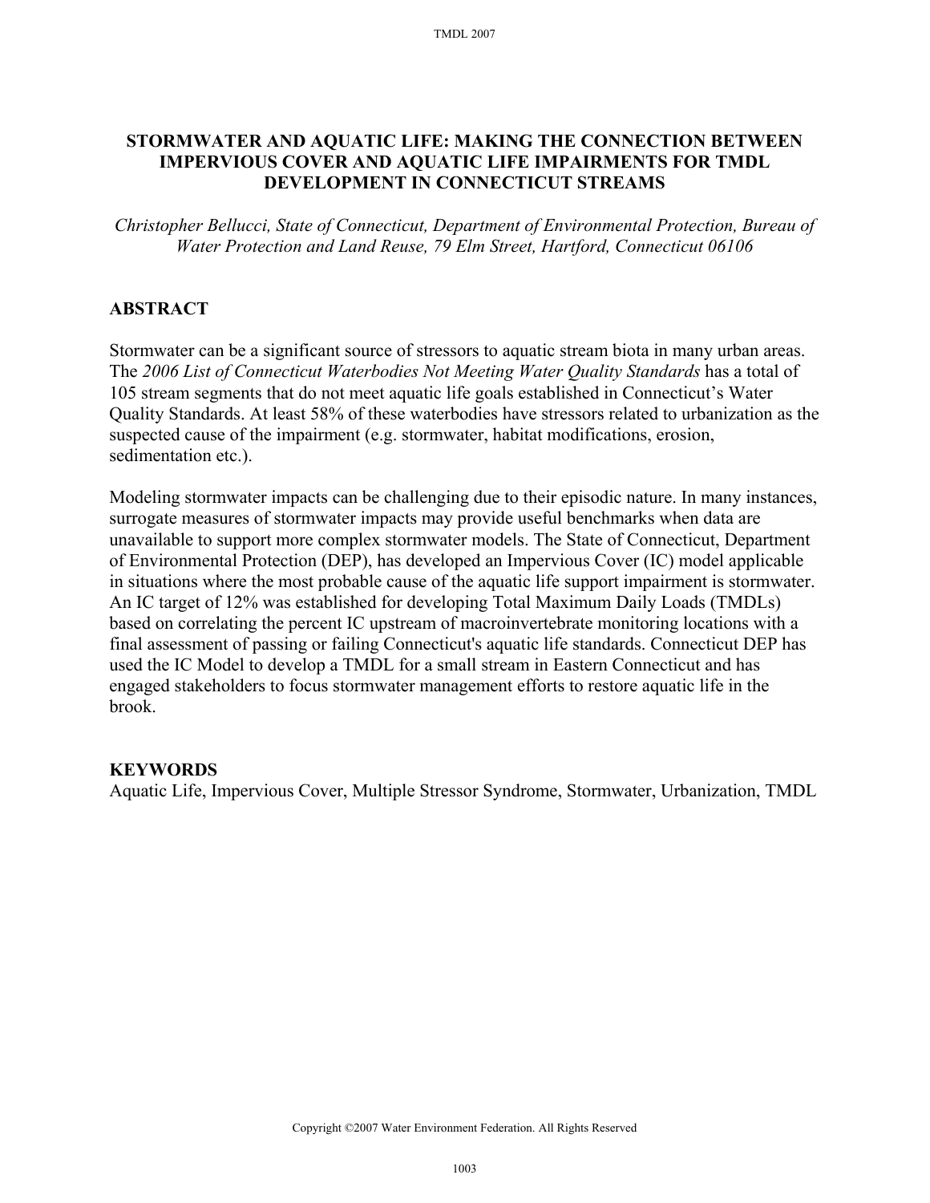# STORMWATER AND AQUATIC LIFE: MAKING THE CONNECTION BETWEEN IMPERVIOUS COVER AND AQUATIC LIFE IMPAIRMENTS FOR TMDL DEVELOPMENT IN CONNECTICUT STREAMS

*Christopher Bellucci, State of Connecticut, Department of Environmental Protection, Bureau of Water Protection and Land Reuse, 79 Elm Street, Hartford, Connecticut 06106*

## ABSTRACT

Stormwater can be a significant source of stressors to aquatic stream biota in many urban areas. The *2006 List of Connecticut Waterbodies Not Meeting Water Quality Standards* has a total of 105 stream segments that do not meet aquatic life goals established in Connecticut's Water Quality Standards. At least 58% of these waterbodies have stressors related to urbanization as the suspected cause of the impairment (e.g. stormwater, habitat modifications, erosion, sedimentation etc.).

Modeling stormwater impacts can be challenging due to their episodic nature. In many instances, surrogate measures of stormwater impacts may provide useful benchmarks when data are unavailable to support more complex stormwater models. The State of Connecticut, Department of Environmental Protection (DEP), has developed an Impervious Cover (IC) model applicable in situations where the most probable cause of the aquatic life support impairment is stormwater. An IC target of 12% was established for developing Total Maximum Daily Loads (TMDLs) based on correlating the percent IC upstream of macroinvertebrate monitoring locations with a final assessment of passing or failing Connecticut's aquatic life standards. Connecticut DEP has used the IC Model to develop a TMDL for a small stream in Eastern Connecticut and has engaged stakeholders to focus stormwater management efforts to restore aquatic life in the brook.

## KEYWORDS

Aquatic Life, Impervious Cover, Multiple Stressor Syndrome, Stormwater, Urbanization, TMDL

Copyright ©2007 Water Environment Federation. All Rights Reserved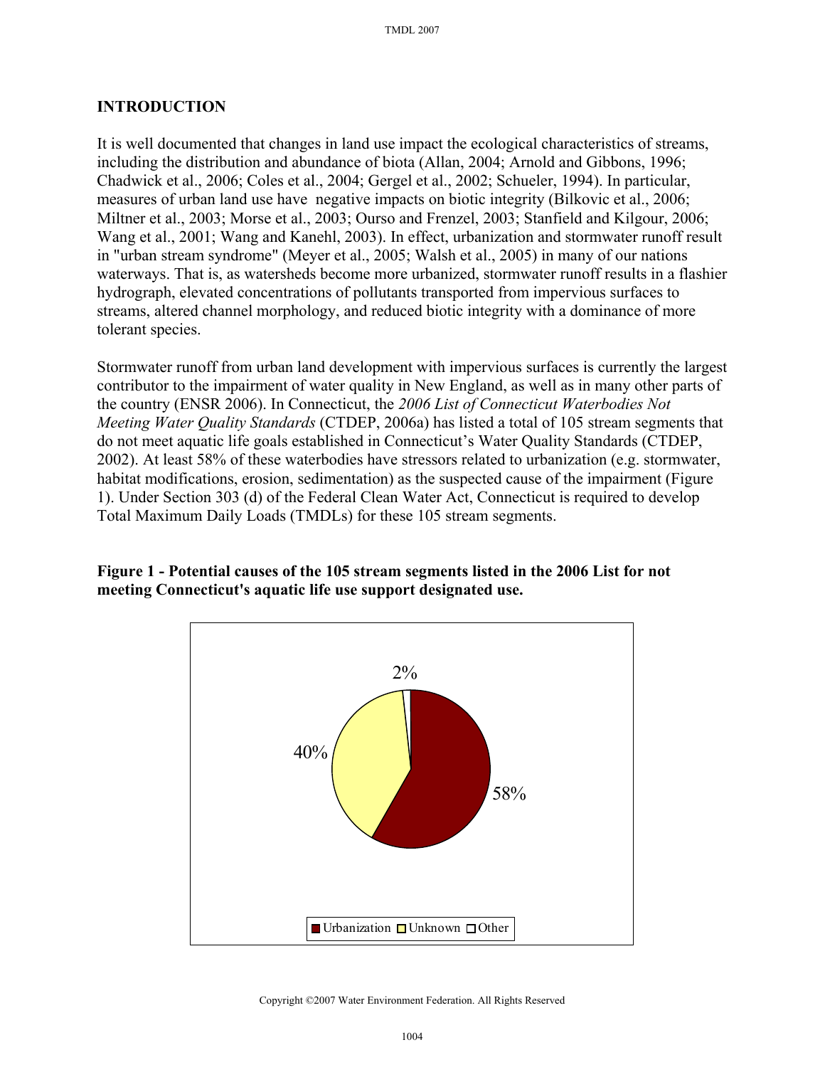## INTRODUCTION

It is well documented that changes in land use impact the ecological characteristics of streams, including the distribution and abundance of biota (Allan, 2004; Arnold and Gibbons, 1996; Chadwick et al., 2006; Coles et al., 2004; Gergel et al., 2002; Schueler, 1994). In particular, measures of urban land use have negative impacts on biotic integrity (Bilkovic et al., 2006; Miltner et al., 2003; Morse et al., 2003; Ourso and Frenzel, 2003; Stanfield and Kilgour, 2006; Wang et al., 2001; Wang and Kanehl, 2003). In effect, urbanization and stormwater runoff result in "urban stream syndrome" (Meyer et al., 2005; Walsh et al., 2005) in many of our nations waterways. That is, as watersheds become more urbanized, stormwater runoff results in a flashier hydrograph, elevated concentrations of pollutants transported from impervious surfaces to streams, altered channel morphology, and reduced biotic integrity with a dominance of more tolerant species.

Stormwater runoff from urban land development with impervious surfaces is currently the largest contributor to the impairment of water quality in New England, as well as in many other parts of the country (ENSR 2006). In Connecticut, the *2006 List of Connecticut Waterbodies Not Meeting Water Quality Standards* (CTDEP, 2006a) has listed a total of 105 stream segments that do not meet aquatic life goals established in Connecticut's Water Quality Standards (CTDEP, 2002). At least 58% of these waterbodies have stressors related to urbanization (e.g. stormwater, habitat modifications, erosion, sedimentation) as the suspected cause of the impairment (Figure 1). Under Section 303 (d) of the Federal Clean Water Act, Connecticut is required to develop Total Maximum Daily Loads (TMDLs) for these 105 stream segments.

**Figure 1 - Potential causes of the 105 stream segments listed in the 2006 List for not meeting Connecticut's aquatic life use support designated use.**

| Cause | Percent |
|---|---|
| Urbanization | 58% |
| Unknown | 40% |
| Other | 2% |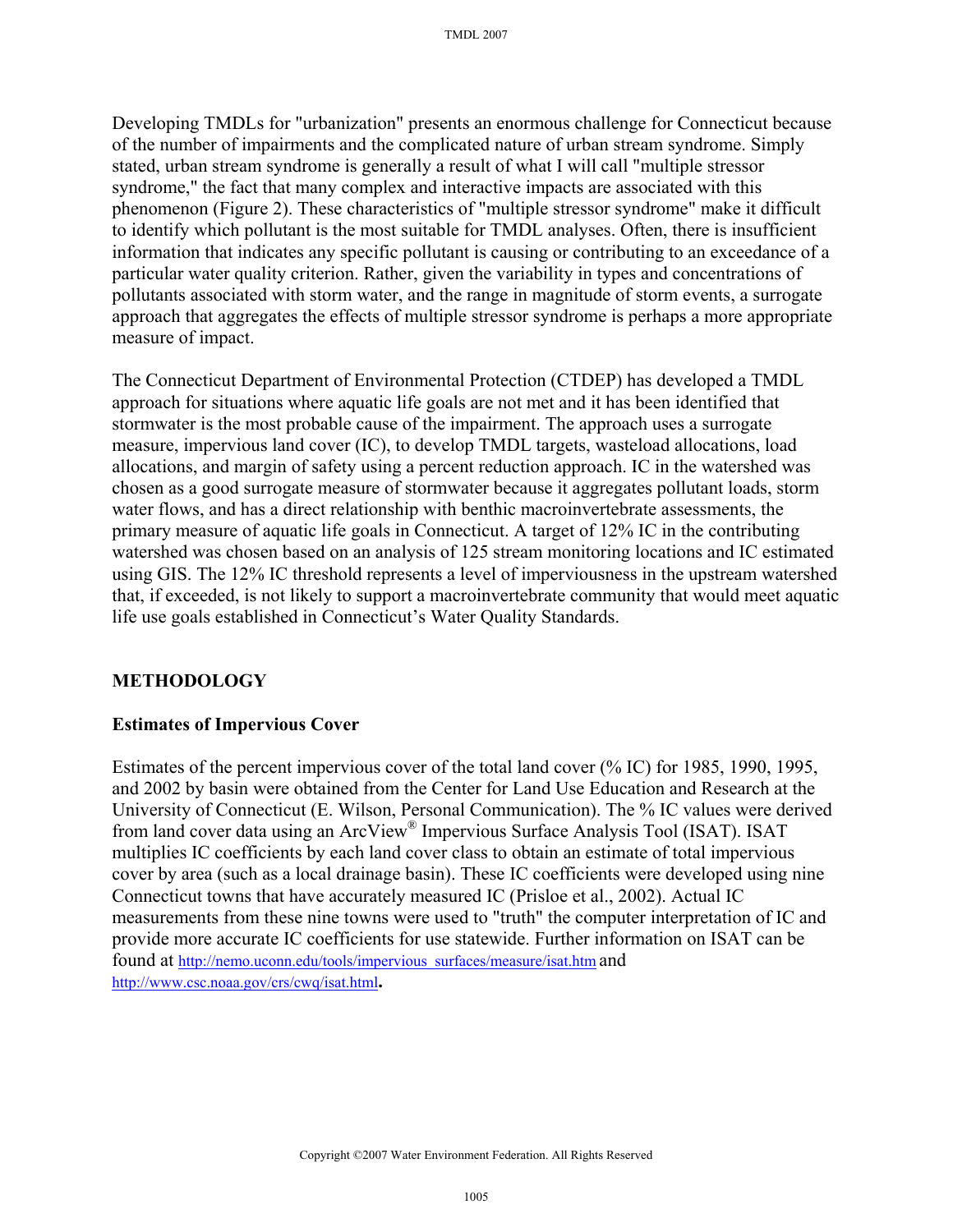Developing TMDLs for "urbanization" presents an enormous challenge for Connecticut because of the number of impairments and the complicated nature of urban stream syndrome. Simply stated, urban stream syndrome is generally a result of what I will call "multiple stressor syndrome," the fact that many complex and interactive impacts are associated with this phenomenon (Figure 2). These characteristics of "multiple stressor syndrome" make it difficult to identify which pollutant is the most suitable for TMDL analyses. Often, there is insufficient information that indicates any specific pollutant is causing or contributing to an exceedance of a particular water quality criterion. Rather, given the variability in types and concentrations of pollutants associated with storm water, and the range in magnitude of storm events, a surrogate approach that aggregates the effects of multiple stressor syndrome is perhaps a more appropriate measure of impact.

The Connecticut Department of Environmental Protection (CTDEP) has developed a TMDL approach for situations where aquatic life goals are not met and it has been identified that stormwater is the most probable cause of the impairment. The approach uses a surrogate measure, impervious land cover (IC), to develop TMDL targets, wasteload allocations, load allocations, and margin of safety using a percent reduction approach. IC in the watershed was chosen as a good surrogate measure of stormwater because it aggregates pollutant loads, storm water flows, and has a direct relationship with benthic macroinvertebrate assessments, the primary measure of aquatic life goals in Connecticut. A target of 12% IC in the contributing watershed was chosen based on an analysis of 125 stream monitoring locations and IC estimated using GIS. The 12% IC threshold represents a level of imperviousness in the upstream watershed that, if exceeded, is not likely to support a macroinvertebrate community that would meet aquatic life use goals established in Connecticut's Water Quality Standards.

## METHODOLOGY

### Estimates of Impervious Cover

Estimates of the percent impervious cover of the total land cover (% IC) for 1985, 1990, 1995, and 2002 by basin were obtained from the Center for Land Use Education and Research at the University of Connecticut (E. Wilson, Personal Communication). The % IC values were derived from land cover data using an ArcView® Impervious Surface Analysis Tool (ISAT). ISAT multiplies IC coefficients by each land cover class to obtain an estimate of total impervious cover by area (such as a local drainage basin). These IC coefficients were developed using nine Connecticut towns that have accurately measured IC (Prisloe et al., 2002). Actual IC measurements from these nine towns were used to "truth" the computer interpretation of IC and provide more accurate IC coefficients for use statewide. Further information on ISAT can be found at http://nemo.uconn.edu/tools/impervious_surfaces/measure/isat.htm and http://www.csc.noaa.gov/crs/cwq/isat.html.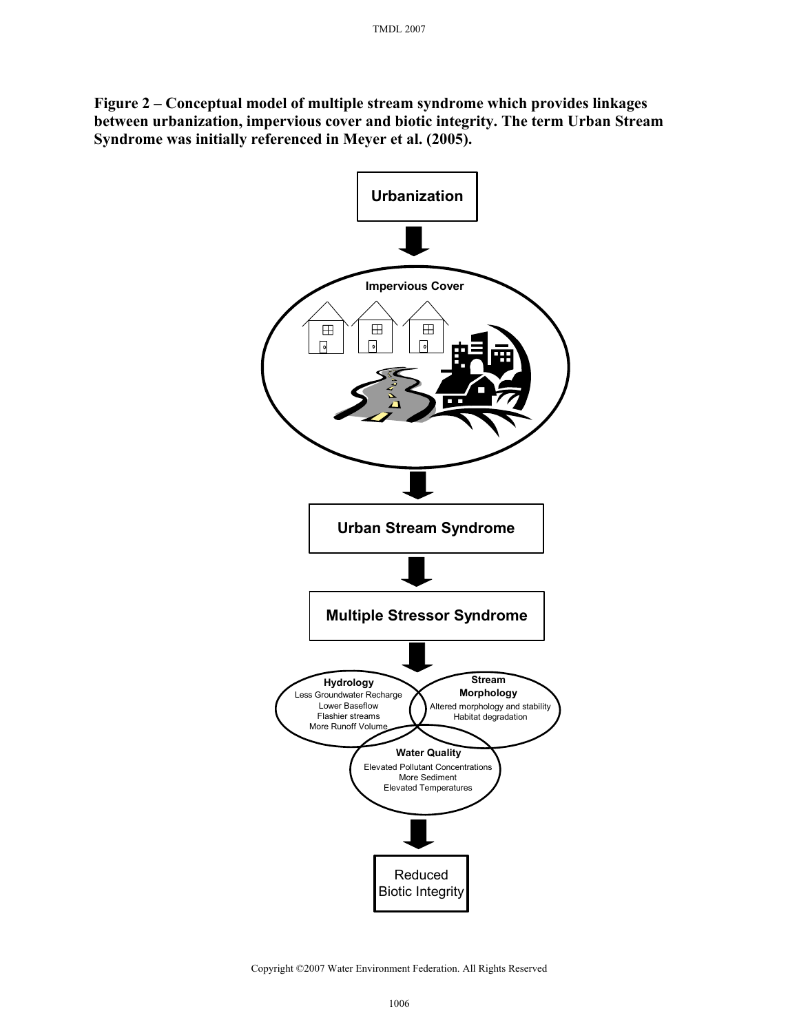**Figure 2 – Conceptual model of multiple stream syndrome which provides linkages between urbanization, impervious cover and biotic integrity. The term Urban Stream Syndrome was initially referenced in Meyer et al. (2005).**

**Urbanization**

↓

**Impervious Cover**

↓

**Urban Stream Syndrome**

↓

**Multiple Stressor Syndrome**

↓

**Hydrology**
- Less Groundwater Recharge
- Lower Baseflow
- Flashier streams
- More Runoff Volume

**Stream Morphology**
- Altered morphology and stability
- Habitat degradation

**Water Quality**
- Elevated Pollutant Concentrations
- More Sediment
- Elevated Temperatures

↓

Reduced Biotic Integrity

Copyright ©2007 Water Environment Federation. All Rights Reserved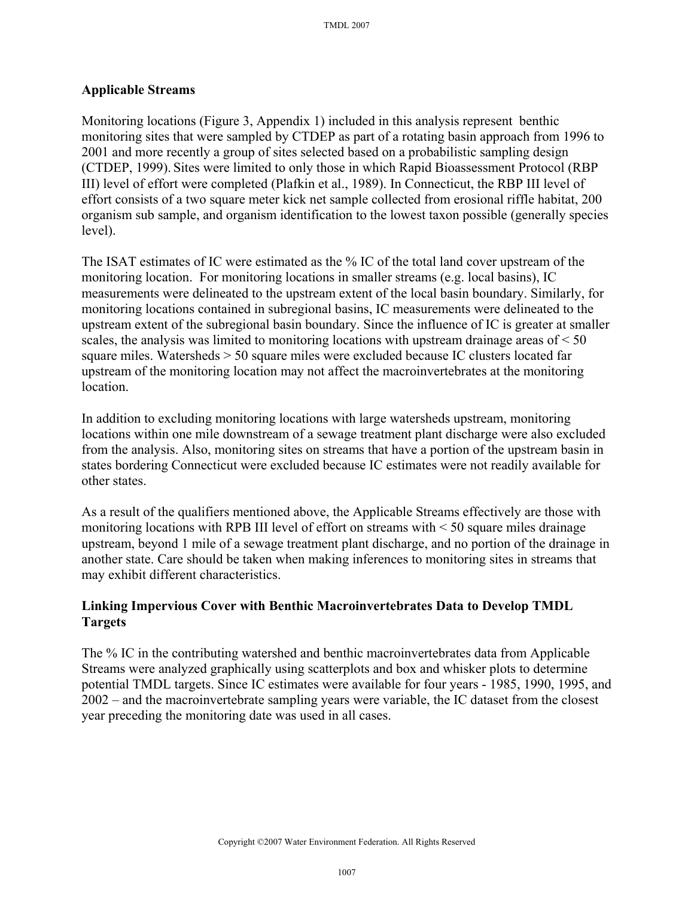## Applicable Streams

Monitoring locations (Figure 3, Appendix 1) included in this analysis represent benthic monitoring sites that were sampled by CTDEP as part of a rotating basin approach from 1996 to 2001 and more recently a group of sites selected based on a probabilistic sampling design (CTDEP, 1999). Sites were limited to only those in which Rapid Bioassessment Protocol (RBP III) level of effort were completed (Plafkin et al., 1989). In Connecticut, the RBP III level of effort consists of a two square meter kick net sample collected from erosional riffle habitat, 200 organism sub sample, and organism identification to the lowest taxon possible (generally species level).

The ISAT estimates of IC were estimated as the % IC of the total land cover upstream of the monitoring location. For monitoring locations in smaller streams (e.g. local basins), IC measurements were delineated to the upstream extent of the local basin boundary. Similarly, for monitoring locations contained in subregional basins, IC measurements were delineated to the upstream extent of the subregional basin boundary. Since the influence of IC is greater at smaller scales, the analysis was limited to monitoring locations with upstream drainage areas of < 50 square miles. Watersheds > 50 square miles were excluded because IC clusters located far upstream of the monitoring location may not affect the macroinvertebrates at the monitoring location.

In addition to excluding monitoring locations with large watersheds upstream, monitoring locations within one mile downstream of a sewage treatment plant discharge were also excluded from the analysis. Also, monitoring sites on streams that have a portion of the upstream basin in states bordering Connecticut were excluded because IC estimates were not readily available for other states.

As a result of the qualifiers mentioned above, the Applicable Streams effectively are those with monitoring locations with RPB III level of effort on streams with < 50 square miles drainage upstream, beyond 1 mile of a sewage treatment plant discharge, and no portion of the drainage in another state. Care should be taken when making inferences to monitoring sites in streams that may exhibit different characteristics.

## Linking Impervious Cover with Benthic Macroinvertebrates Data to Develop TMDL Targets

The % IC in the contributing watershed and benthic macroinvertebrates data from Applicable Streams were analyzed graphically using scatterplots and box and whisker plots to determine potential TMDL targets. Since IC estimates were available for four years - 1985, 1990, 1995, and 2002 – and the macroinvertebrate sampling years were variable, the IC dataset from the closest year preceding the monitoring date was used in all cases.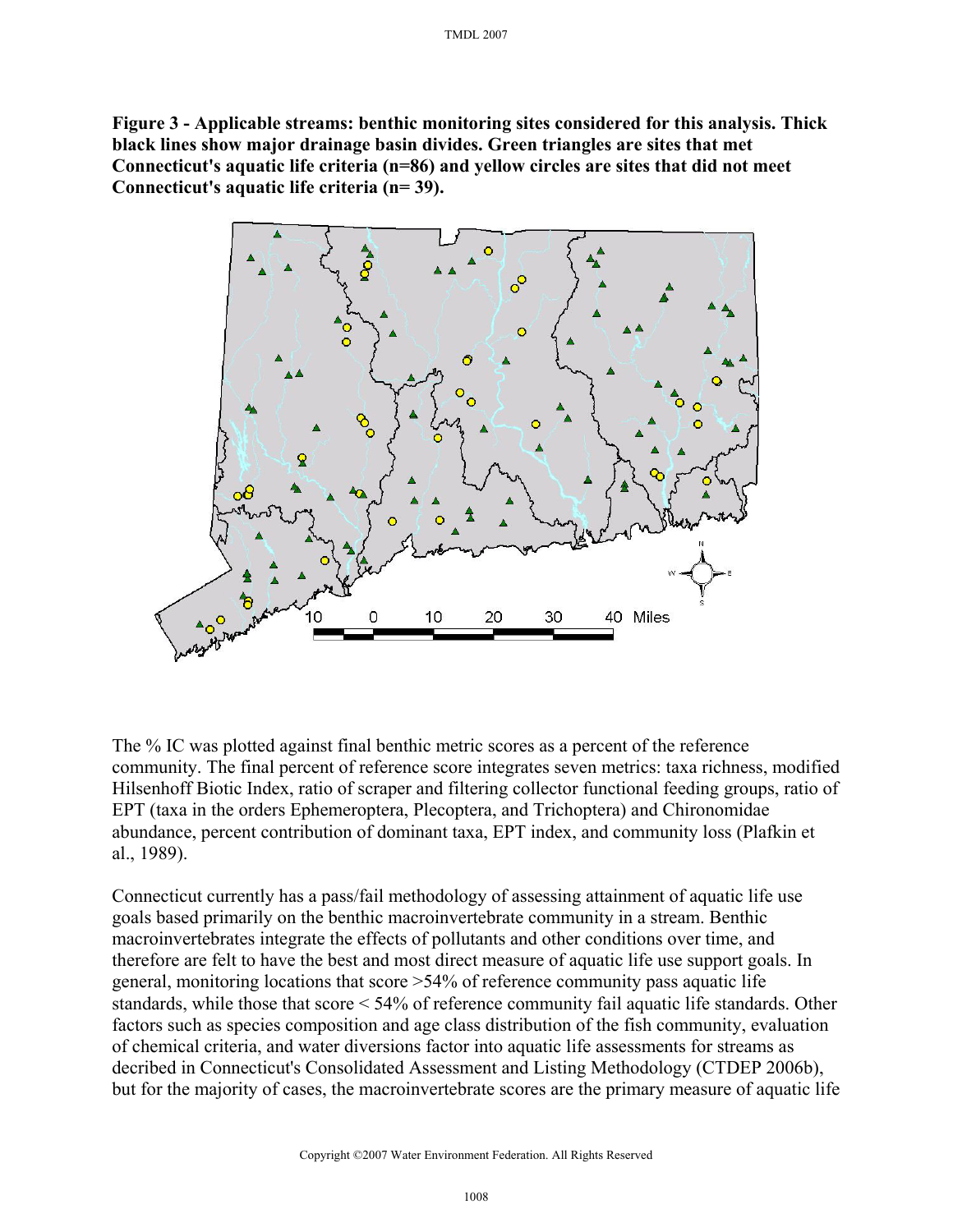**Figure 3 - Applicable streams: benthic monitoring sites considered for this analysis. Thick black lines show major drainage basin divides. Green triangles are sites that met Connecticut's aquatic life criteria (n=86) and yellow circles are sites that did not meet Connecticut's aquatic life criteria (n= 39).**

The % IC was plotted against final benthic metric scores as a percent of the reference community. The final percent of reference score integrates seven metrics: taxa richness, modified Hilsenhoff Biotic Index, ratio of scraper and filtering collector functional feeding groups, ratio of EPT (taxa in the orders Ephemeroptera, Plecoptera, and Trichoptera) and Chironomidae abundance, percent contribution of dominant taxa, EPT index, and community loss (Plafkin et al., 1989).

Connecticut currently has a pass/fail methodology of assessing attainment of aquatic life use goals based primarily on the benthic macroinvertebrate community in a stream. Benthic macroinvertebrates integrate the effects of pollutants and other conditions over time, and therefore are felt to have the best and most direct measure of aquatic life use support goals. In general, monitoring locations that score >54% of reference community pass aquatic life standards, while those that score < 54% of reference community fail aquatic life standards. Other factors such as species composition and age class distribution of the fish community, evaluation of chemical criteria, and water diversions factor into aquatic life assessments for streams as decribed in Connecticut's Consolidated Assessment and Listing Methodology (CTDEP 2006b), but for the majority of cases, the macroinvertebrate scores are the primary measure of aquatic life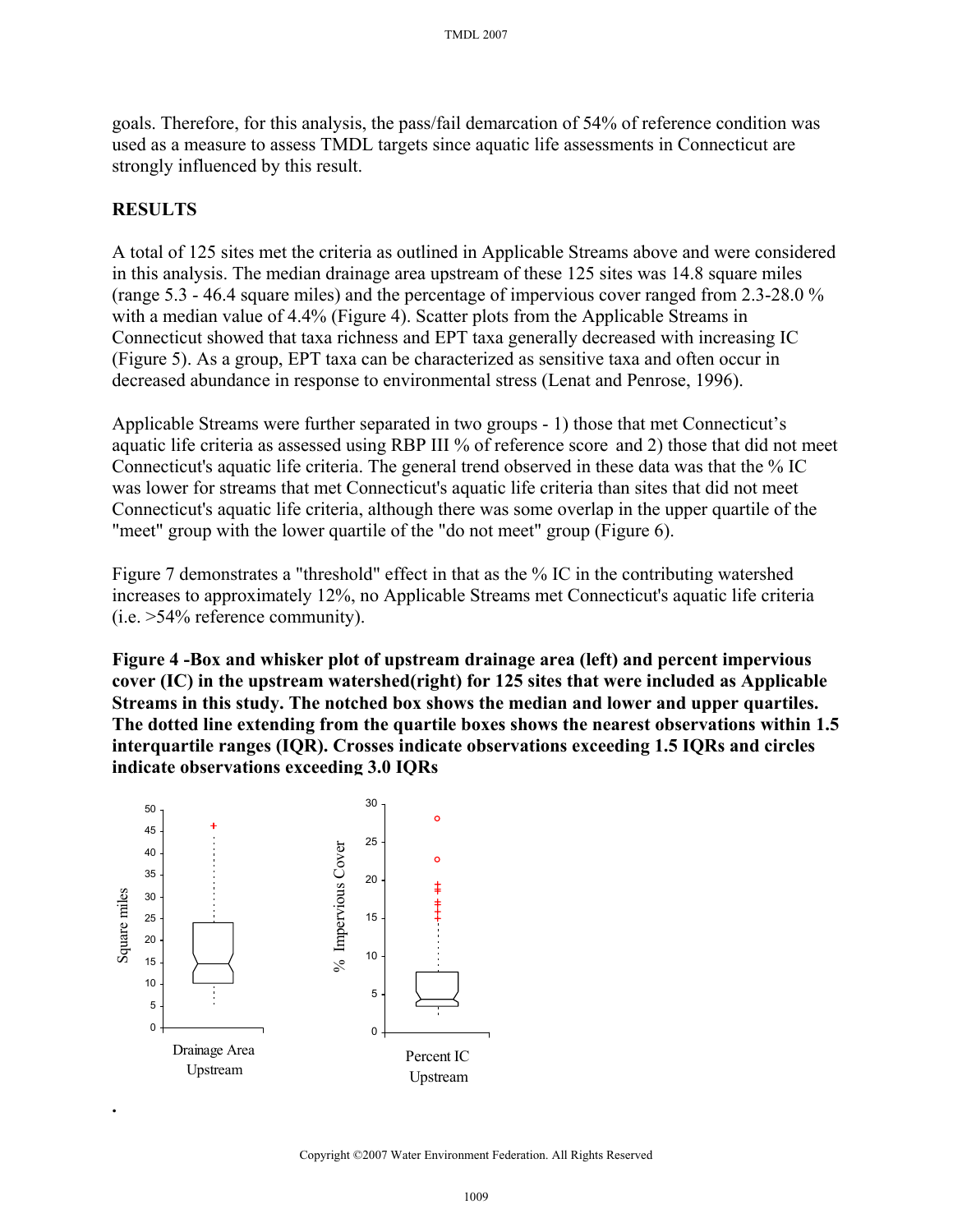goals. Therefore, for this analysis, the pass/fail demarcation of 54% of reference condition was used as a measure to assess TMDL targets since aquatic life assessments in Connecticut are strongly influenced by this result.

## RESULTS

A total of 125 sites met the criteria as outlined in Applicable Streams above and were considered in this analysis. The median drainage area upstream of these 125 sites was 14.8 square miles (range 5.3 - 46.4 square miles) and the percentage of impervious cover ranged from 2.3-28.0 % with a median value of 4.4% (Figure 4). Scatter plots from the Applicable Streams in Connecticut showed that taxa richness and EPT taxa generally decreased with increasing IC (Figure 5). As a group, EPT taxa can be characterized as sensitive taxa and often occur in decreased abundance in response to environmental stress (Lenat and Penrose, 1996).

Applicable Streams were further separated in two groups - 1) those that met Connecticut's aquatic life criteria as assessed using RBP III % of reference score and 2) those that did not meet Connecticut's aquatic life criteria. The general trend observed in these data was that the % IC was lower for streams that met Connecticut's aquatic life criteria than sites that did not meet Connecticut's aquatic life criteria, although there was some overlap in the upper quartile of the "meet" group with the lower quartile of the "do not meet" group (Figure 6).

Figure 7 demonstrates a "threshold" effect in that as the % IC in the contributing watershed increases to approximately 12%, no Applicable Streams met Connecticut's aquatic life criteria (i.e. >54% reference community).

**Figure 4 -Box and whisker plot of upstream drainage area (left) and percent impervious cover (IC) in the upstream watershed(right) for 125 sites that were included as Applicable Streams in this study. The notched box shows the median and lower and upper quartiles. The dotted line extending from the quartile boxes shows the nearest observations within 1.5 interquartile ranges (IQR). Crosses indicate observations exceeding 1.5 IQRs and circles indicate observations exceeding 3.0 IQRs**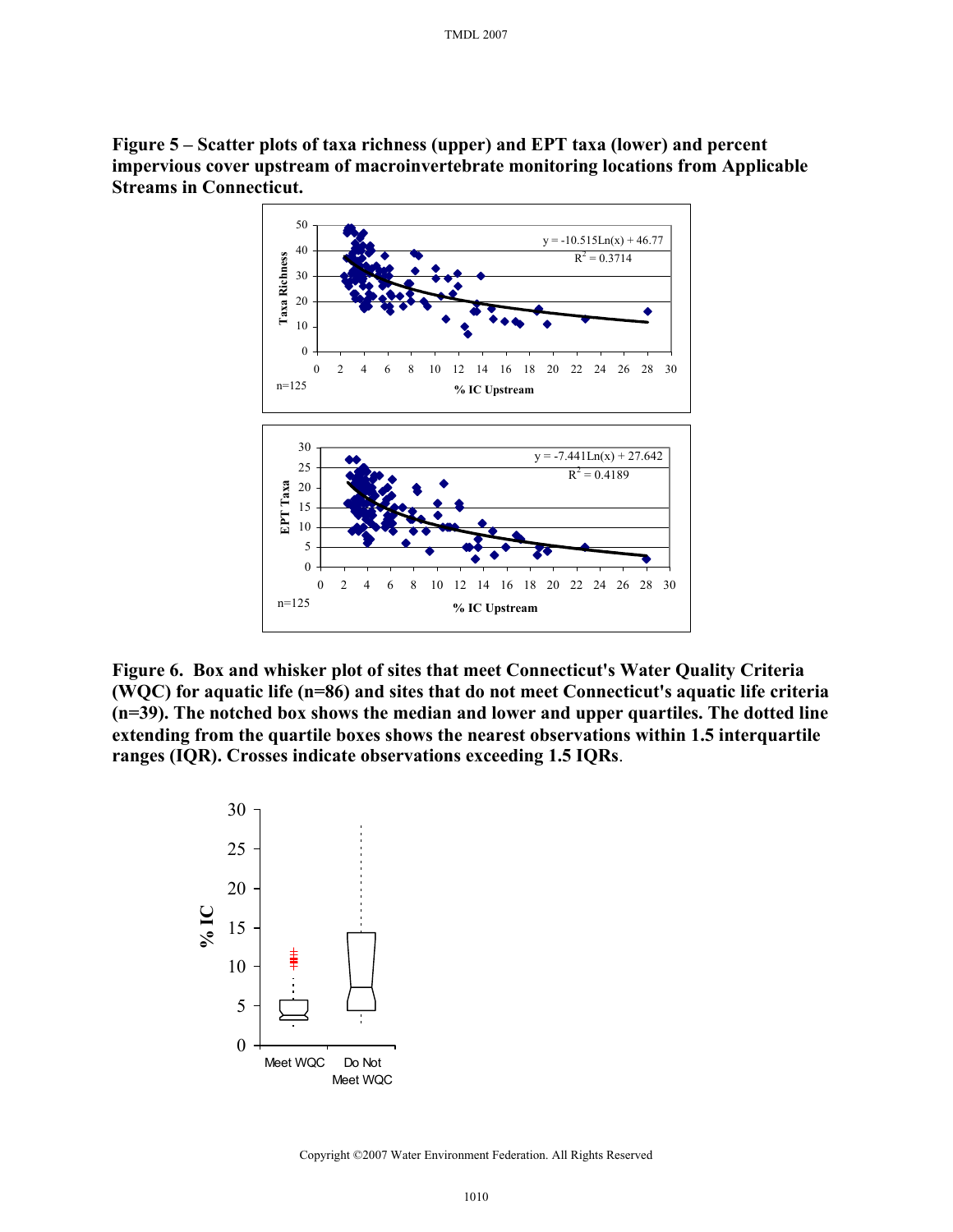**Figure 5 – Scatter plots of taxa richness (upper) and EPT taxa (lower) and percent impervious cover upstream of macroinvertebrate monitoring locations from Applicable Streams in Connecticut.**

**Figure 6. Box and whisker plot of sites that meet Connecticut's Water Quality Criteria (WQC) for aquatic life (n=86) and sites that do not meet Connecticut's aquatic life criteria (n=39). The notched box shows the median and lower and upper quartiles. The dotted line extending from the quartile boxes shows the nearest observations within 1.5 interquartile ranges (IQR). Crosses indicate observations exceeding 1.5 IQRs**.

Copyright ©2007 Water Environment Federation. All Rights Reserved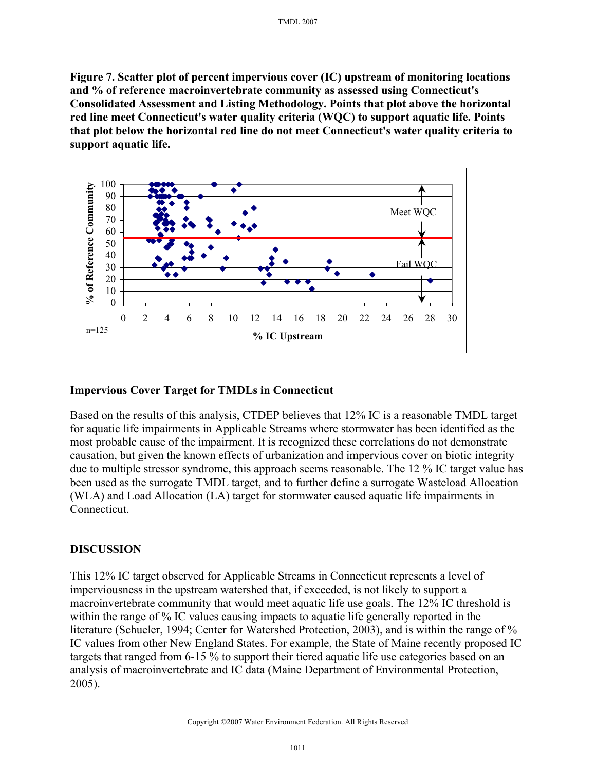**Figure 7. Scatter plot of percent impervious cover (IC) upstream of monitoring locations and % of reference macroinvertebrate community as assessed using Connecticut's Consolidated Assessment and Listing Methodology. Points that plot above the horizontal red line meet Connecticut's water quality criteria (WQC) to support aquatic life. Points that plot below the horizontal red line do not meet Connecticut's water quality criteria to support aquatic life.**

## Impervious Cover Target for TMDLs in Connecticut

Based on the results of this analysis, CTDEP believes that 12% IC is a reasonable TMDL target for aquatic life impairments in Applicable Streams where stormwater has been identified as the most probable cause of the impairment. It is recognized these correlations do not demonstrate causation, but given the known effects of urbanization and impervious cover on biotic integrity due to multiple stressor syndrome, this approach seems reasonable. The 12 % IC target value has been used as the surrogate TMDL target, and to further define a surrogate Wasteload Allocation (WLA) and Load Allocation (LA) target for stormwater caused aquatic life impairments in Connecticut.

## DISCUSSION

This 12% IC target observed for Applicable Streams in Connecticut represents a level of imperviousness in the upstream watershed that, if exceeded, is not likely to support a macroinvertebrate community that would meet aquatic life use goals. The 12% IC threshold is within the range of % IC values causing impacts to aquatic life generally reported in the literature (Schueler, 1994; Center for Watershed Protection, 2003), and is within the range of % IC values from other New England States. For example, the State of Maine recently proposed IC targets that ranged from 6-15 % to support their tiered aquatic life use categories based on an analysis of macroinvertebrate and IC data (Maine Department of Environmental Protection, 2005).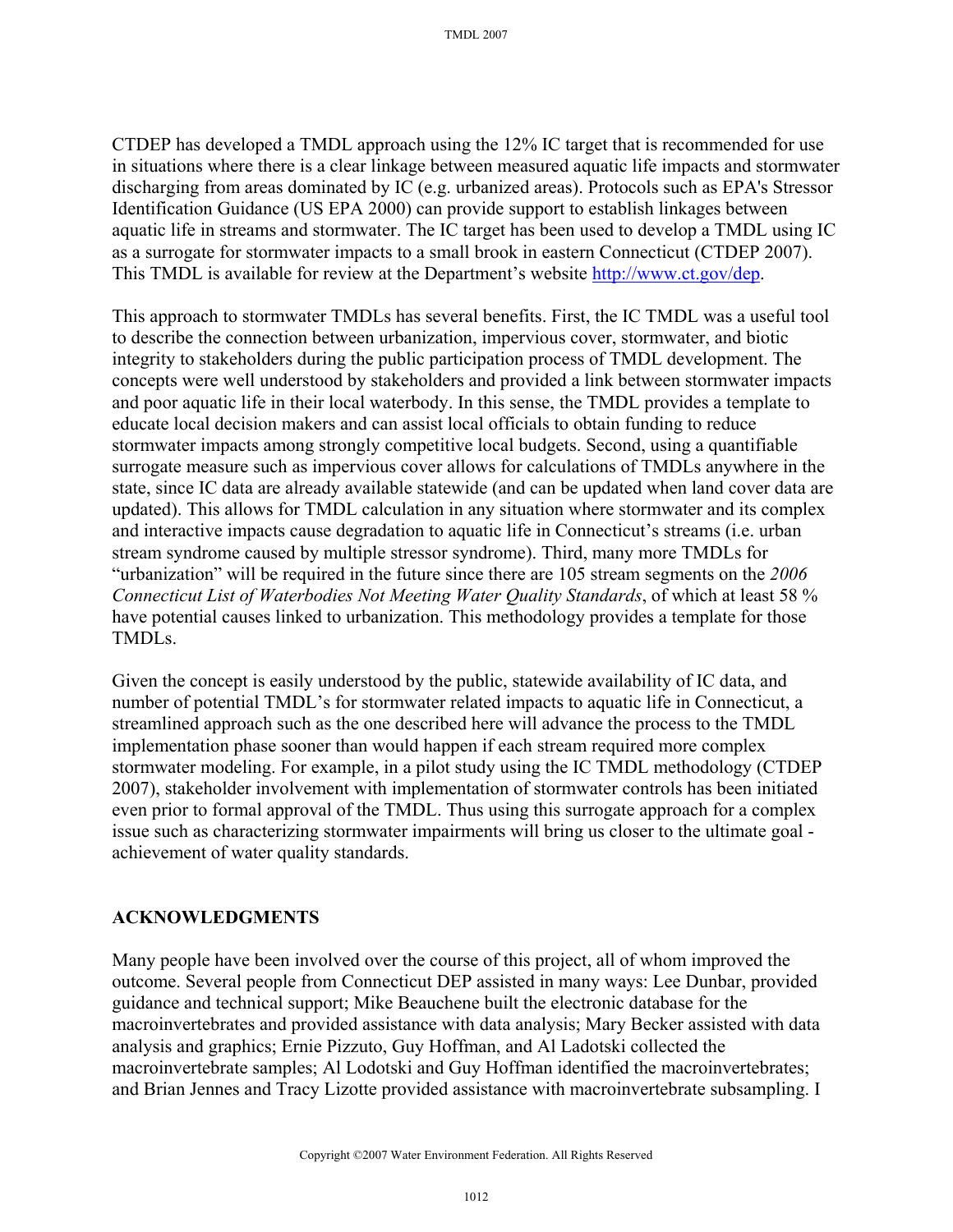CTDEP has developed a TMDL approach using the 12% IC target that is recommended for use in situations where there is a clear linkage between measured aquatic life impacts and stormwater discharging from areas dominated by IC (e.g. urbanized areas). Protocols such as EPA's Stressor Identification Guidance (US EPA 2000) can provide support to establish linkages between aquatic life in streams and stormwater. The IC target has been used to develop a TMDL using IC as a surrogate for stormwater impacts to a small brook in eastern Connecticut (CTDEP 2007). This TMDL is available for review at the Department's website [http://www.ct.gov/dep](http://www.ct.gov/dep).

This approach to stormwater TMDLs has several benefits. First, the IC TMDL was a useful tool to describe the connection between urbanization, impervious cover, stormwater, and biotic integrity to stakeholders during the public participation process of TMDL development. The concepts were well understood by stakeholders and provided a link between stormwater impacts and poor aquatic life in their local waterbody. In this sense, the TMDL provides a template to educate local decision makers and can assist local officials to obtain funding to reduce stormwater impacts among strongly competitive local budgets. Second, using a quantifiable surrogate measure such as impervious cover allows for calculations of TMDLs anywhere in the state, since IC data are already available statewide (and can be updated when land cover data are updated). This allows for TMDL calculation in any situation where stormwater and its complex and interactive impacts cause degradation to aquatic life in Connecticut's streams (i.e. urban stream syndrome caused by multiple stressor syndrome). Third, many more TMDLs for "urbanization" will be required in the future since there are 105 stream segments on the *2006 Connecticut List of Waterbodies Not Meeting Water Quality Standards*, of which at least 58 % have potential causes linked to urbanization. This methodology provides a template for those TMDLs.

Given the concept is easily understood by the public, statewide availability of IC data, and number of potential TMDL's for stormwater related impacts to aquatic life in Connecticut, a streamlined approach such as the one described here will advance the process to the TMDL implementation phase sooner than would happen if each stream required more complex stormwater modeling. For example, in a pilot study using the IC TMDL methodology (CTDEP 2007), stakeholder involvement with implementation of stormwater controls has been initiated even prior to formal approval of the TMDL. Thus using this surrogate approach for a complex issue such as characterizing stormwater impairments will bring us closer to the ultimate goal - achievement of water quality standards.

## ACKNOWLEDGMENTS

Many people have been involved over the course of this project, all of whom improved the outcome. Several people from Connecticut DEP assisted in many ways: Lee Dunbar, provided guidance and technical support; Mike Beauchene built the electronic database for the macroinvertebrates and provided assistance with data analysis; Mary Becker assisted with data analysis and graphics; Ernie Pizzuto, Guy Hoffman, and Al Ladotski collected the macroinvertebrate samples; Al Lodotski and Guy Hoffman identified the macroinvertebrates; and Brian Jennes and Tracy Lizotte provided assistance with macroinvertebrate subsampling. I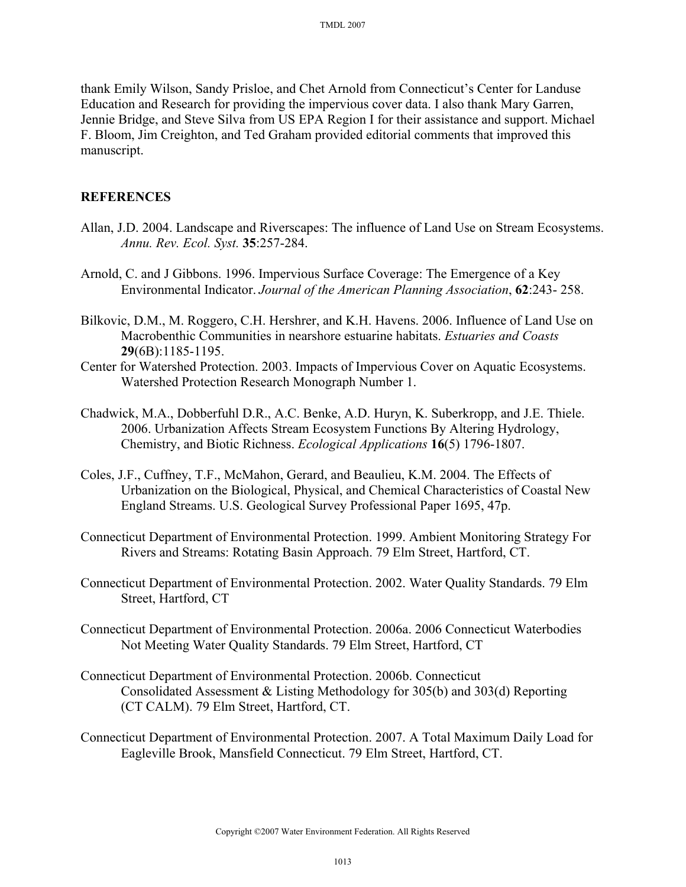thank Emily Wilson, Sandy Prisloe, and Chet Arnold from Connecticut's Center for Landuse Education and Research for providing the impervious cover data. I also thank Mary Garren, Jennie Bridge, and Steve Silva from US EPA Region I for their assistance and support. Michael F. Bloom, Jim Creighton, and Ted Graham provided editorial comments that improved this manuscript.

## REFERENCES

Allan, J.D. 2004. Landscape and Riverscapes: The influence of Land Use on Stream Ecosystems. *Annu. Rev. Ecol. Syst.* **35**:257-284.

Arnold, C. and J Gibbons. 1996. Impervious Surface Coverage: The Emergence of a Key Environmental Indicator. *Journal of the American Planning Association*, **62**:243- 258.

Bilkovic, D.M., M. Roggero, C.H. Hershrer, and K.H. Havens. 2006. Influence of Land Use on Macrobenthic Communities in nearshore estuarine habitats. *Estuaries and Coasts* **29**(6B):1185-1195.

Center for Watershed Protection. 2003. Impacts of Impervious Cover on Aquatic Ecosystems. Watershed Protection Research Monograph Number 1.

Chadwick, M.A., Dobberfuhl D.R., A.C. Benke, A.D. Huryn, K. Suberkropp, and J.E. Thiele. 2006. Urbanization Affects Stream Ecosystem Functions By Altering Hydrology, Chemistry, and Biotic Richness. *Ecological Applications* **16**(5) 1796-1807.

Coles, J.F., Cuffney, T.F., McMahon, Gerard, and Beaulieu, K.M. 2004. The Effects of Urbanization on the Biological, Physical, and Chemical Characteristics of Coastal New England Streams. U.S. Geological Survey Professional Paper 1695, 47p.

Connecticut Department of Environmental Protection. 1999. Ambient Monitoring Strategy For Rivers and Streams: Rotating Basin Approach. 79 Elm Street, Hartford, CT.

Connecticut Department of Environmental Protection. 2002. Water Quality Standards. 79 Elm Street, Hartford, CT

Connecticut Department of Environmental Protection. 2006a. 2006 Connecticut Waterbodies Not Meeting Water Quality Standards. 79 Elm Street, Hartford, CT

Connecticut Department of Environmental Protection. 2006b. Connecticut Consolidated Assessment & Listing Methodology for 305(b) and 303(d) Reporting (CT CALM). 79 Elm Street, Hartford, CT.

Connecticut Department of Environmental Protection. 2007. A Total Maximum Daily Load for Eagleville Brook, Mansfield Connecticut. 79 Elm Street, Hartford, CT.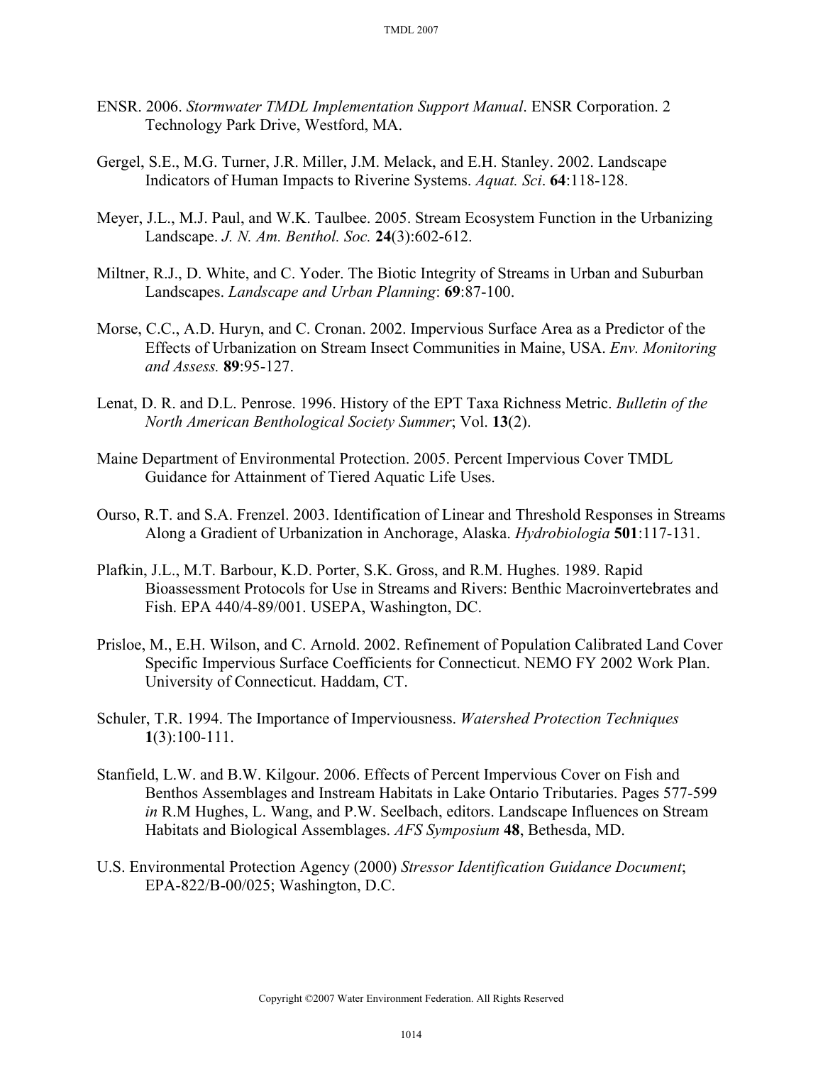ENSR. 2006. *Stormwater TMDL Implementation Support Manual*. ENSR Corporation. 2 Technology Park Drive, Westford, MA.

Gergel, S.E., M.G. Turner, J.R. Miller, J.M. Melack, and E.H. Stanley. 2002. Landscape Indicators of Human Impacts to Riverine Systems. *Aquat. Sci*. **64**:118-128.

Meyer, J.L., M.J. Paul, and W.K. Taulbee. 2005. Stream Ecosystem Function in the Urbanizing Landscape. *J. N. Am. Benthol. Soc.* **24**(3):602-612.

Miltner, R.J., D. White, and C. Yoder. The Biotic Integrity of Streams in Urban and Suburban Landscapes. *Landscape and Urban Planning*: **69**:87-100.

Morse, C.C., A.D. Huryn, and C. Cronan. 2002. Impervious Surface Area as a Predictor of the Effects of Urbanization on Stream Insect Communities in Maine, USA. *Env. Monitoring and Assess.* **89**:95-127.

Lenat, D. R. and D.L. Penrose. 1996. History of the EPT Taxa Richness Metric. *Bulletin of the North American Benthological Society Summer*; Vol. **13**(2).

Maine Department of Environmental Protection. 2005. Percent Impervious Cover TMDL Guidance for Attainment of Tiered Aquatic Life Uses.

Ourso, R.T. and S.A. Frenzel. 2003. Identification of Linear and Threshold Responses in Streams Along a Gradient of Urbanization in Anchorage, Alaska. *Hydrobiologia* **501**:117-131.

Plafkin, J.L., M.T. Barbour, K.D. Porter, S.K. Gross, and R.M. Hughes. 1989. Rapid Bioassessment Protocols for Use in Streams and Rivers: Benthic Macroinvertebrates and Fish. EPA 440/4-89/001. USEPA, Washington, DC.

Prisloe, M., E.H. Wilson, and C. Arnold. 2002. Refinement of Population Calibrated Land Cover Specific Impervious Surface Coefficients for Connecticut. NEMO FY 2002 Work Plan. University of Connecticut. Haddam, CT.

Schuler, T.R. 1994. The Importance of Imperviousness. *Watershed Protection Techniques* **1**(3):100-111.

Stanfield, L.W. and B.W. Kilgour. 2006. Effects of Percent Impervious Cover on Fish and Benthos Assemblages and Instream Habitats in Lake Ontario Tributaries. Pages 577-599 *in* R.M Hughes, L. Wang, and P.W. Seelbach, editors. Landscape Influences on Stream Habitats and Biological Assemblages. *AFS Symposium* **48**, Bethesda, MD.

U.S. Environmental Protection Agency (2000) *Stressor Identification Guidance Document*; EPA-822/B-00/025; Washington, D.C.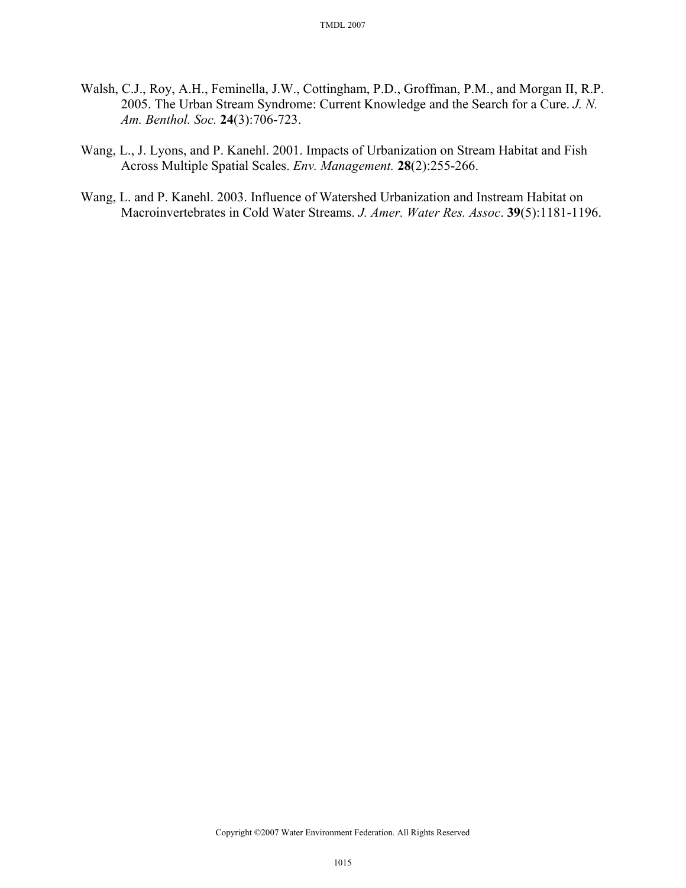Walsh, C.J., Roy, A.H., Feminella, J.W., Cottingham, P.D., Groffman, P.M., and Morgan II, R.P. 2005. The Urban Stream Syndrome: Current Knowledge and the Search for a Cure. *J. N. Am. Benthol. Soc.* **24**(3):706-723.

Wang, L., J. Lyons, and P. Kanehl. 2001. Impacts of Urbanization on Stream Habitat and Fish Across Multiple Spatial Scales. *Env. Management.* **28**(2):255-266.

Wang, L. and P. Kanehl. 2003. Influence of Watershed Urbanization and Instream Habitat on Macroinvertebrates in Cold Water Streams. *J. Amer. Water Res. Assoc*. **39**(5):1181-1196.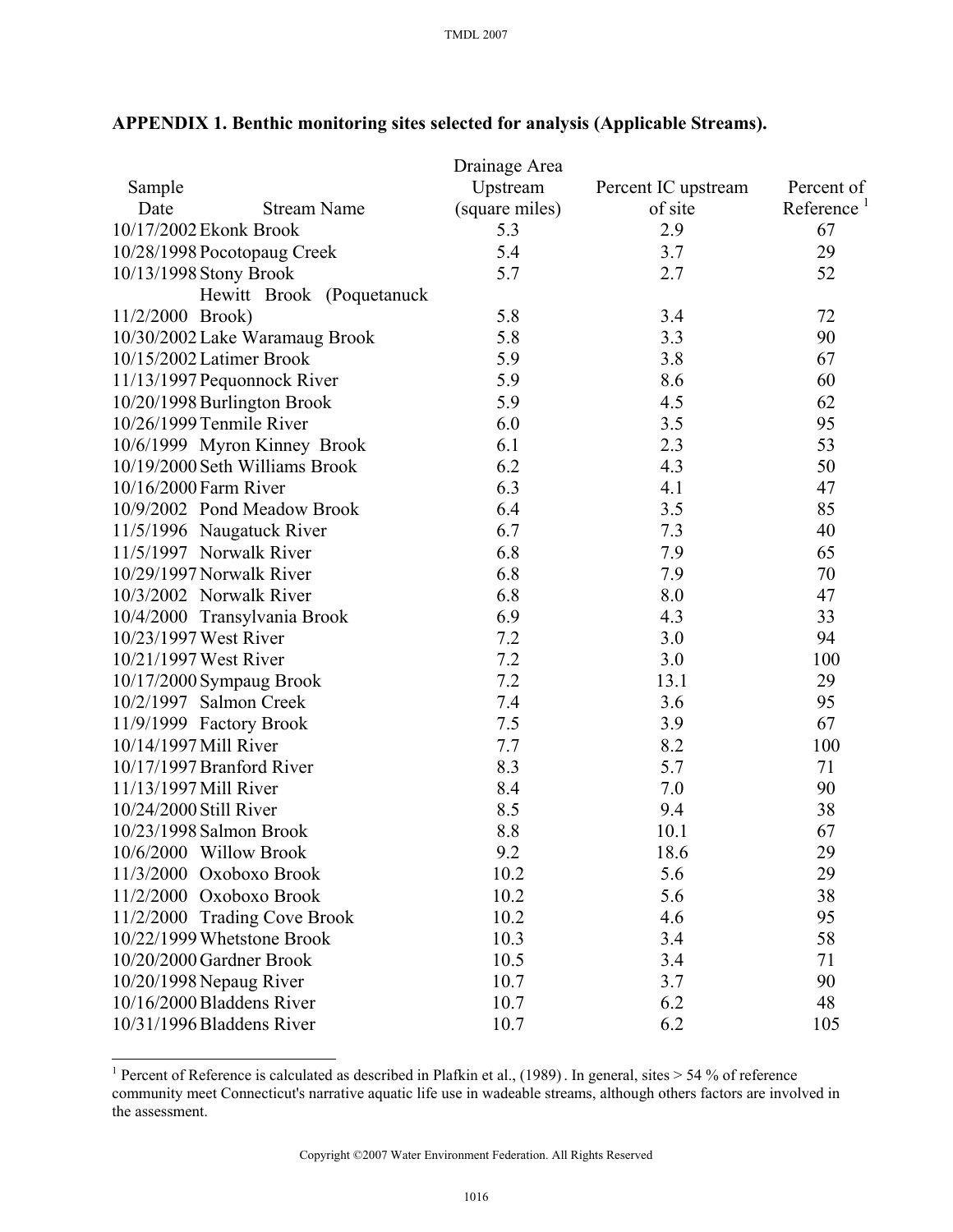## APPENDIX 1. Benthic monitoring sites selected for analysis (Applicable Streams).

| Sample Date | Stream Name | Drainage Area Upstream (square miles) | Percent IC upstream of site | Percent of Reference [1] |
|---|---|---|---|---|
| 10/17/2002 | Ekonk Brook | 5.3 | 2.9 | 67 |
| 10/28/1998 | Pocotopaug Creek | 5.4 | 3.7 | 29 |
| 10/13/1998 | Stony Brook | 5.7 | 2.7 | 52 |
| 11/2/2000 | Hewitt Brook (Poquetanuck Brook) | 5.8 | 3.4 | 72 |
| 10/30/2002 | Lake Waramaug Brook | 5.8 | 3.3 | 90 |
| 10/15/2002 | Latimer Brook | 5.9 | 3.8 | 67 |
| 11/13/1997 | Pequonnock River | 5.9 | 8.6 | 60 |
| 10/20/1998 | Burlington Brook | 5.9 | 4.5 | 62 |
| 10/26/1999 | Tenmile River | 6.0 | 3.5 | 95 |
| 10/6/1999 | Myron Kinney Brook | 6.1 | 2.3 | 53 |
| 10/19/2000 | Seth Williams Brook | 6.2 | 4.3 | 50 |
| 10/16/2000 | Farm River | 6.3 | 4.1 | 47 |
| 10/9/2002 | Pond Meadow Brook | 6.4 | 3.5 | 85 |
| 11/5/1996 | Naugatuck River | 6.7 | 7.3 | 40 |
| 11/5/1997 | Norwalk River | 6.8 | 7.9 | 65 |
| 10/29/1997 | Norwalk River | 6.8 | 7.9 | 70 |
| 10/3/2002 | Norwalk River | 6.8 | 8.0 | 47 |
| 10/4/2000 | Transylvania Brook | 6.9 | 4.3 | 33 |
| 10/23/1997 | West River | 7.2 | 3.0 | 94 |
| 10/21/1997 | West River | 7.2 | 3.0 | 100 |
| 10/17/2000 | Sympaug Brook | 7.2 | 13.1 | 29 |
| 10/2/1997 | Salmon Creek | 7.4 | 3.6 | 95 |
| 11/9/1999 | Factory Brook | 7.5 | 3.9 | 67 |
| 10/14/1997 | Mill River | 7.7 | 8.2 | 100 |
| 10/17/1997 | Branford River | 8.3 | 5.7 | 71 |
| 11/13/1997 | Mill River | 8.4 | 7.0 | 90 |
| 10/24/2000 | Still River | 8.5 | 9.4 | 38 |
| 10/23/1998 | Salmon Brook | 8.8 | 10.1 | 67 |
| 10/6/2000 | Willow Brook | 9.2 | 18.6 | 29 |
| 11/3/2000 | Oxoboxo Brook | 10.2 | 5.6 | 29 |
| 11/2/2000 | Oxoboxo Brook | 10.2 | 5.6 | 38 |
| 11/2/2000 | Trading Cove Brook | 10.2 | 4.6 | 95 |
| 10/22/1999 | Whetstone Brook | 10.3 | 3.4 | 58 |
| 10/20/2000 | Gardner Brook | 10.5 | 3.4 | 71 |
| 10/20/1998 | Nepaug River | 10.7 | 3.7 | 90 |
| 10/16/2000 | Bladdens River | 10.7 | 6.2 | 48 |
| 10/31/1996 | Bladdens River | 10.7 | 6.2 | 105 |

[1] Percent of Reference is calculated as described in Plafkin et al., (1989). In general, sites > 54 % of reference community meet Connecticut's narrative aquatic life use in wadeable streams, although others factors are involved in the assessment.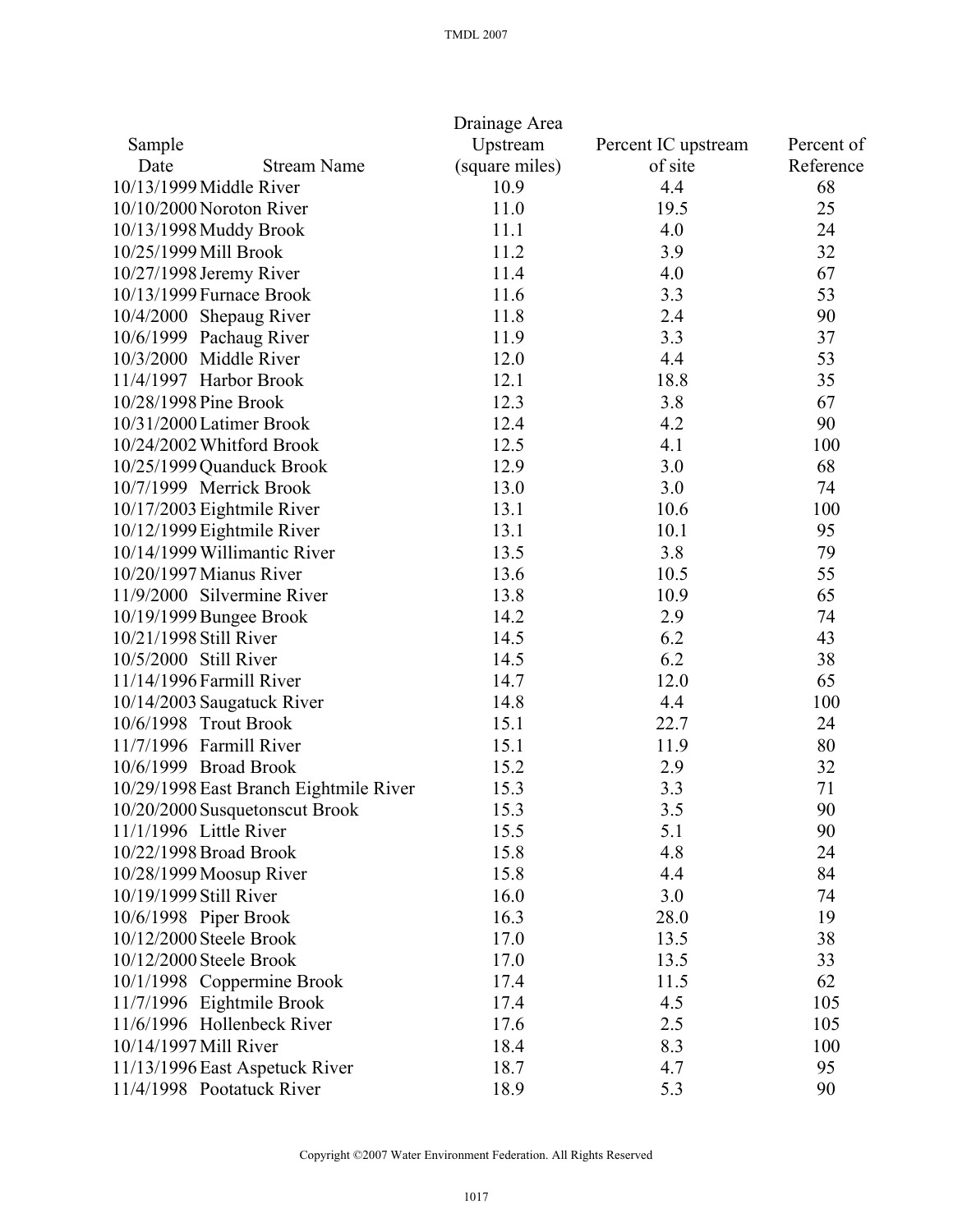| Sample Date | Stream Name | Drainage Area Upstream (square miles) | Percent IC upstream of site | Percent of Reference |
|---|---|---|---|---|
| 10/13/1999 | Middle River | 10.9 | 4.4 | 68 |
| 10/10/2000 | Noroton River | 11.0 | 19.5 | 25 |
| 10/13/1998 | Muddy Brook | 11.1 | 4.0 | 24 |
| 10/25/1999 | Mill Brook | 11.2 | 3.9 | 32 |
| 10/27/1998 | Jeremy River | 11.4 | 4.0 | 67 |
| 10/13/1999 | Furnace Brook | 11.6 | 3.3 | 53 |
| 10/4/2000 | Shepaug River | 11.8 | 2.4 | 90 |
| 10/6/1999 | Pachaug River | 11.9 | 3.3 | 37 |
| 10/3/2000 | Middle River | 12.0 | 4.4 | 53 |
| 11/4/1997 | Harbor Brook | 12.1 | 18.8 | 35 |
| 10/28/1998 | Pine Brook | 12.3 | 3.8 | 67 |
| 10/31/2000 | Latimer Brook | 12.4 | 4.2 | 90 |
| 10/24/2002 | Whitford Brook | 12.5 | 4.1 | 100 |
| 10/25/1999 | Quanduck Brook | 12.9 | 3.0 | 68 |
| 10/7/1999 | Merrick Brook | 13.0 | 3.0 | 74 |
| 10/17/2003 | Eightmile River | 13.1 | 10.6 | 100 |
| 10/12/1999 | Eightmile River | 13.1 | 10.1 | 95 |
| 10/14/1999 | Willimantic River | 13.5 | 3.8 | 79 |
| 10/20/1997 | Mianus River | 13.6 | 10.5 | 55 |
| 11/9/2000 | Silvermine River | 13.8 | 10.9 | 65 |
| 10/19/1999 | Bungee Brook | 14.2 | 2.9 | 74 |
| 10/21/1998 | Still River | 14.5 | 6.2 | 43 |
| 10/5/2000 | Still River | 14.5 | 6.2 | 38 |
| 11/14/1996 | Farmill River | 14.7 | 12.0 | 65 |
| 10/14/2003 | Saugatuck River | 14.8 | 4.4 | 100 |
| 10/6/1998 | Trout Brook | 15.1 | 22.7 | 24 |
| 11/7/1996 | Farmill River | 15.1 | 11.9 | 80 |
| 10/6/1999 | Broad Brook | 15.2 | 2.9 | 32 |
| 10/29/1998 | East Branch Eightmile River | 15.3 | 3.3 | 71 |
| 10/20/2000 | Susquetonscut Brook | 15.3 | 3.5 | 90 |
| 11/1/1996 | Little River | 15.5 | 5.1 | 90 |
| 10/22/1998 | Broad Brook | 15.8 | 4.8 | 24 |
| 10/28/1999 | Moosup River | 15.8 | 4.4 | 84 |
| 10/19/1999 | Still River | 16.0 | 3.0 | 74 |
| 10/6/1998 | Piper Brook | 16.3 | 28.0 | 19 |
| 10/12/2000 | Steele Brook | 17.0 | 13.5 | 38 |
| 10/12/2000 | Steele Brook | 17.0 | 13.5 | 33 |
| 10/1/1998 | Coppermine Brook | 17.4 | 11.5 | 62 |
| 11/7/1996 | Eightmile Brook | 17.4 | 4.5 | 105 |
| 11/6/1996 | Hollenbeck River | 17.6 | 2.5 | 105 |
| 10/14/1997 | Mill River | 18.4 | 8.3 | 100 |
| 11/13/1996 | East Aspetuck River | 18.7 | 4.7 | 95 |
| 11/4/1998 | Pootatuck River | 18.9 | 5.3 | 90 |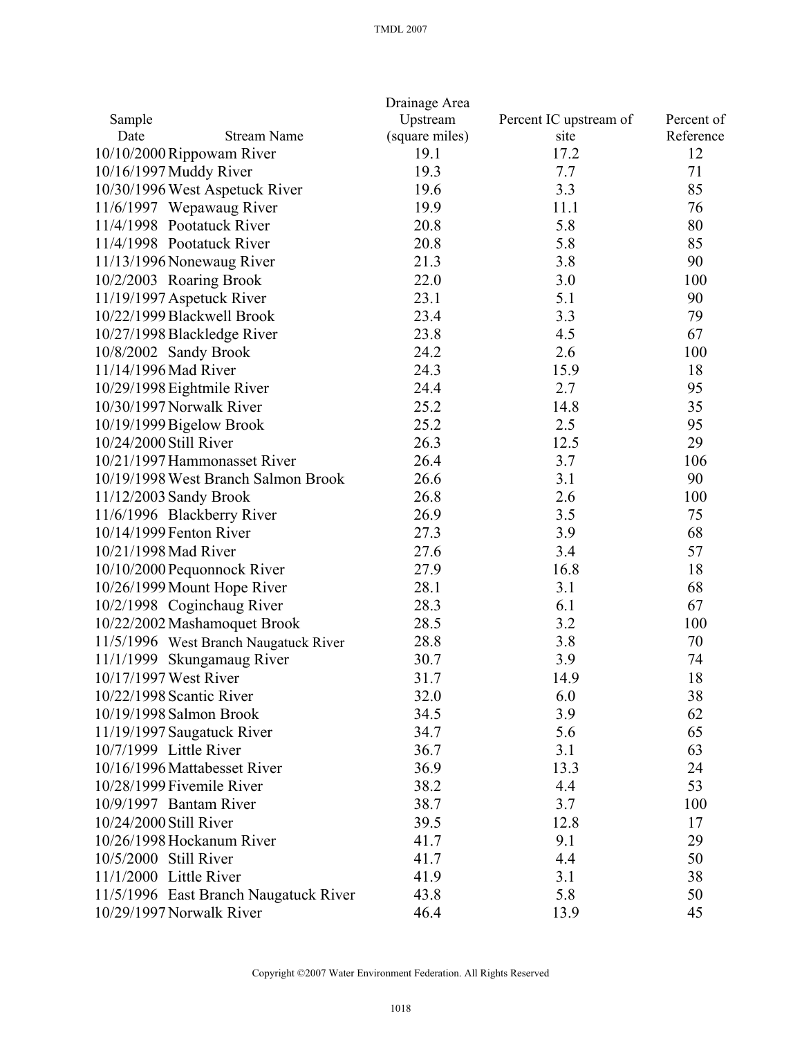| Sample Date | Stream Name | Drainage Area Upstream (square miles) | Percent IC upstream of site | Percent of Reference |
|---|---|---|---|---|
| 10/10/2000 | Rippowam River | 19.1 | 17.2 | 12 |
| 10/16/1997 | Muddy River | 19.3 | 7.7 | 71 |
| 10/30/1996 | West Aspetuck River | 19.6 | 3.3 | 85 |
| 11/6/1997 | Wepawaug River | 19.9 | 11.1 | 76 |
| 11/4/1998 | Pootatuck River | 20.8 | 5.8 | 80 |
| 11/4/1998 | Pootatuck River | 20.8 | 5.8 | 85 |
| 11/13/1996 | Nonewaug River | 21.3 | 3.8 | 90 |
| 10/2/2003 | Roaring Brook | 22.0 | 3.0 | 100 |
| 11/19/1997 | Aspetuck River | 23.1 | 5.1 | 90 |
| 10/22/1999 | Blackwell Brook | 23.4 | 3.3 | 79 |
| 10/27/1998 | Blackledge River | 23.8 | 4.5 | 67 |
| 10/8/2002 | Sandy Brook | 24.2 | 2.6 | 100 |
| 11/14/1996 | Mad River | 24.3 | 15.9 | 18 |
| 10/29/1998 | Eightmile River | 24.4 | 2.7 | 95 |
| 10/30/1997 | Norwalk River | 25.2 | 14.8 | 35 |
| 10/19/1999 | Bigelow Brook | 25.2 | 2.5 | 95 |
| 10/24/2000 | Still River | 26.3 | 12.5 | 29 |
| 10/21/1997 | Hammonasset River | 26.4 | 3.7 | 106 |
| 10/19/1998 | West Branch Salmon Brook | 26.6 | 3.1 | 90 |
| 11/12/2003 | Sandy Brook | 26.8 | 2.6 | 100 |
| 11/6/1996 | Blackberry River | 26.9 | 3.5 | 75 |
| 10/14/1999 | Fenton River | 27.3 | 3.9 | 68 |
| 10/21/1998 | Mad River | 27.6 | 3.4 | 57 |
| 10/10/2000 | Pequonnock River | 27.9 | 16.8 | 18 |
| 10/26/1999 | Mount Hope River | 28.1 | 3.1 | 68 |
| 10/2/1998 | Coginchaug River | 28.3 | 6.1 | 67 |
| 10/22/2002 | Mashamoquet Brook | 28.5 | 3.2 | 100 |
| 11/5/1996 | West Branch Naugatuck River | 28.8 | 3.8 | 70 |
| 11/1/1999 | Skungamaug River | 30.7 | 3.9 | 74 |
| 10/17/1997 | West River | 31.7 | 14.9 | 18 |
| 10/22/1998 | Scantic River | 32.0 | 6.0 | 38 |
| 10/19/1998 | Salmon Brook | 34.5 | 3.9 | 62 |
| 11/19/1997 | Saugatuck River | 34.7 | 5.6 | 65 |
| 10/7/1999 | Little River | 36.7 | 3.1 | 63 |
| 10/16/1996 | Mattabesset River | 36.9 | 13.3 | 24 |
| 10/28/1999 | Fivemile River | 38.2 | 4.4 | 53 |
| 10/9/1997 | Bantam River | 38.7 | 3.7 | 100 |
| 10/24/2000 | Still River | 39.5 | 12.8 | 17 |
| 10/26/1998 | Hockanum River | 41.7 | 9.1 | 29 |
| 10/5/2000 | Still River | 41.7 | 4.4 | 50 |
| 11/1/2000 | Little River | 41.9 | 3.1 | 38 |
| 11/5/1996 | East Branch Naugatuck River | 43.8 | 5.8 | 50 |
| 10/29/1997 | Norwalk River | 46.4 | 13.9 | 45 |

Copyright ©2007 Water Environment Federation. All Rights Reserved